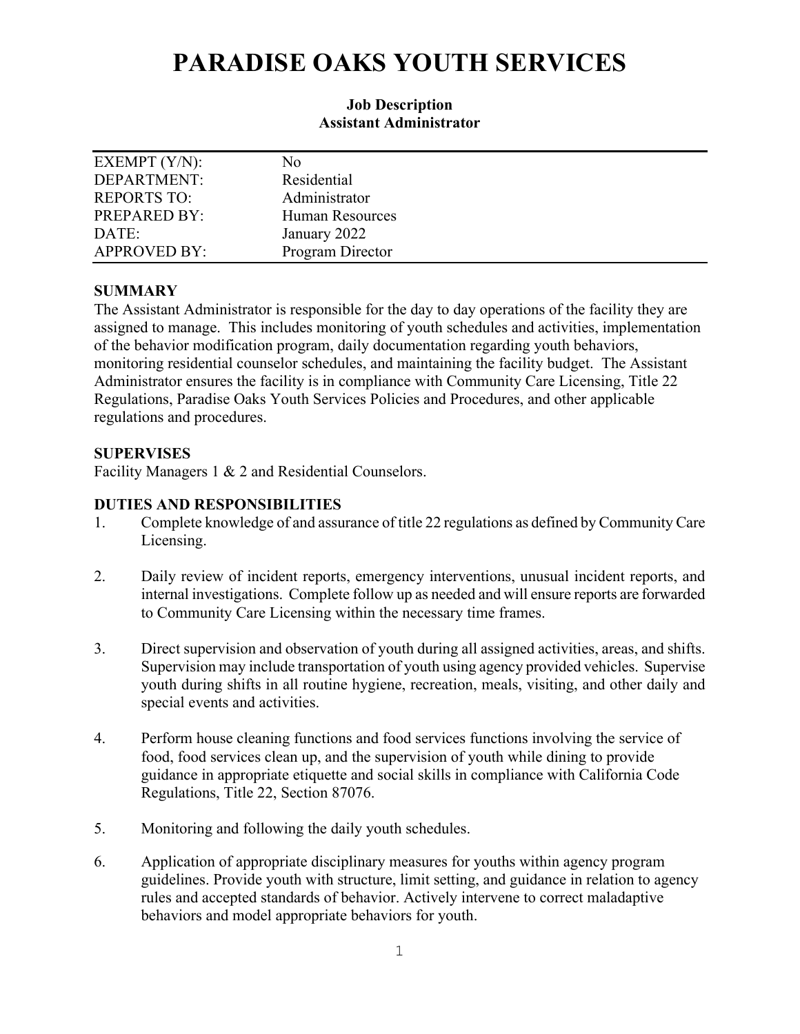# PARADISE OAKS YOUTH SERVICES

**Job Description**
**Assistant Administrator**

| | |
|---|---|
| EXEMPT (Y/N): | No |
| DEPARTMENT: | Residential |
| REPORTS TO: | Administrator |
| PREPARED BY: | Human Resources |
| DATE: | January 2022 |
| APPROVED BY: | Program Director |

## SUMMARY

The Assistant Administrator is responsible for the day to day operations of the facility they are assigned to manage. This includes monitoring of youth schedules and activities, implementation of the behavior modification program, daily documentation regarding youth behaviors, monitoring residential counselor schedules, and maintaining the facility budget. The Assistant Administrator ensures the facility is in compliance with Community Care Licensing, Title 22 Regulations, Paradise Oaks Youth Services Policies and Procedures, and other applicable regulations and procedures.

## SUPERVISES

Facility Managers 1 & 2 and Residential Counselors.

## DUTIES AND RESPONSIBILITIES

1. Complete knowledge of and assurance of title 22 regulations as defined by Community Care Licensing.

2. Daily review of incident reports, emergency interventions, unusual incident reports, and internal investigations. Complete follow up as needed and will ensure reports are forwarded to Community Care Licensing within the necessary time frames.

3. Direct supervision and observation of youth during all assigned activities, areas, and shifts. Supervision may include transportation of youth using agency provided vehicles. Supervise youth during shifts in all routine hygiene, recreation, meals, visiting, and other daily and special events and activities.

4. Perform house cleaning functions and food services functions involving the service of food, food services clean up, and the supervision of youth while dining to provide guidance in appropriate etiquette and social skills in compliance with California Code Regulations, Title 22, Section 87076.

5. Monitoring and following the daily youth schedules.

6. Application of appropriate disciplinary measures for youths within agency program guidelines. Provide youth with structure, limit setting, and guidance in relation to agency rules and accepted standards of behavior. Actively intervene to correct maladaptive behaviors and model appropriate behaviors for youth.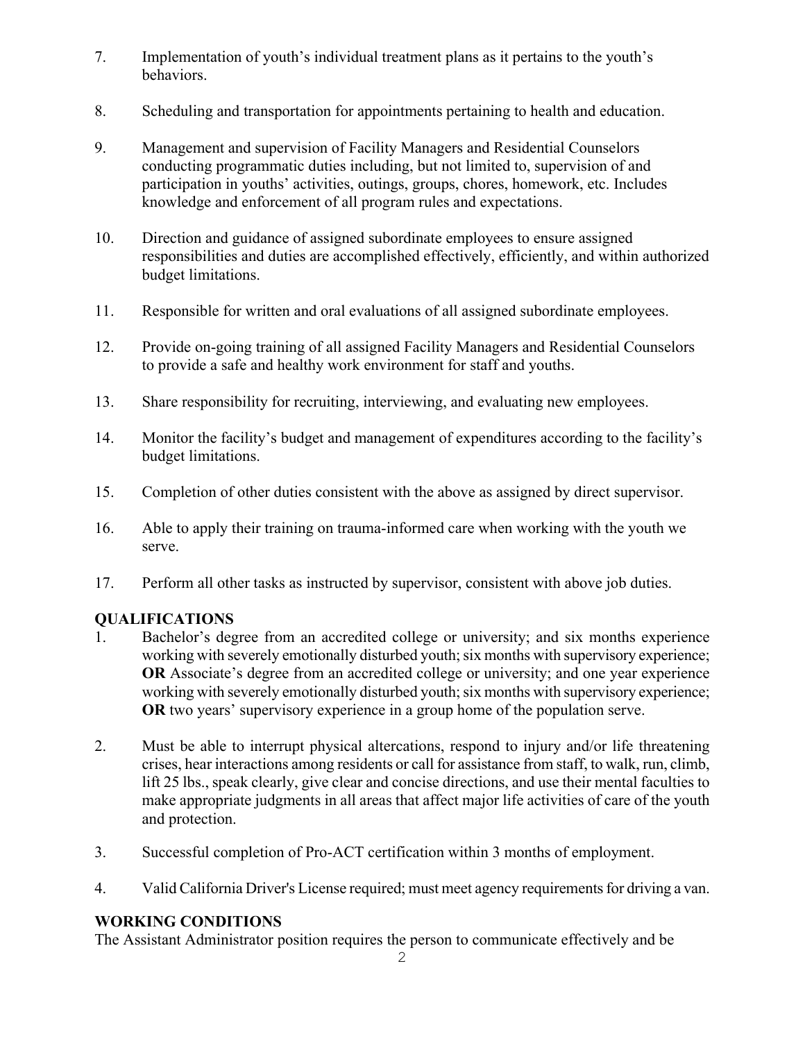7. Implementation of youth's individual treatment plans as it pertains to the youth's behaviors.

8. Scheduling and transportation for appointments pertaining to health and education.

9. Management and supervision of Facility Managers and Residential Counselors conducting programmatic duties including, but not limited to, supervision of and participation in youths' activities, outings, groups, chores, homework, etc. Includes knowledge and enforcement of all program rules and expectations.

10. Direction and guidance of assigned subordinate employees to ensure assigned responsibilities and duties are accomplished effectively, efficiently, and within authorized budget limitations.

11. Responsible for written and oral evaluations of all assigned subordinate employees.

12. Provide on-going training of all assigned Facility Managers and Residential Counselors to provide a safe and healthy work environment for staff and youths.

13. Share responsibility for recruiting, interviewing, and evaluating new employees.

14. Monitor the facility's budget and management of expenditures according to the facility's budget limitations.

15. Completion of other duties consistent with the above as assigned by direct supervisor.

16. Able to apply their training on trauma-informed care when working with the youth we serve.

17. Perform all other tasks as instructed by supervisor, consistent with above job duties.

## QUALIFICATIONS

1. Bachelor's degree from an accredited college or university; and six months experience working with severely emotionally disturbed youth; six months with supervisory experience; **OR** Associate's degree from an accredited college or university; and one year experience working with severely emotionally disturbed youth; six months with supervisory experience; **OR** two years' supervisory experience in a group home of the population serve.

2. Must be able to interrupt physical altercations, respond to injury and/or life threatening crises, hear interactions among residents or call for assistance from staff, to walk, run, climb, lift 25 lbs., speak clearly, give clear and concise directions, and use their mental faculties to make appropriate judgments in all areas that affect major life activities of care of the youth and protection.

3. Successful completion of Pro-ACT certification within 3 months of employment.

4. Valid California Driver's License required; must meet agency requirements for driving a van.

## WORKING CONDITIONS

The Assistant Administrator position requires the person to communicate effectively and be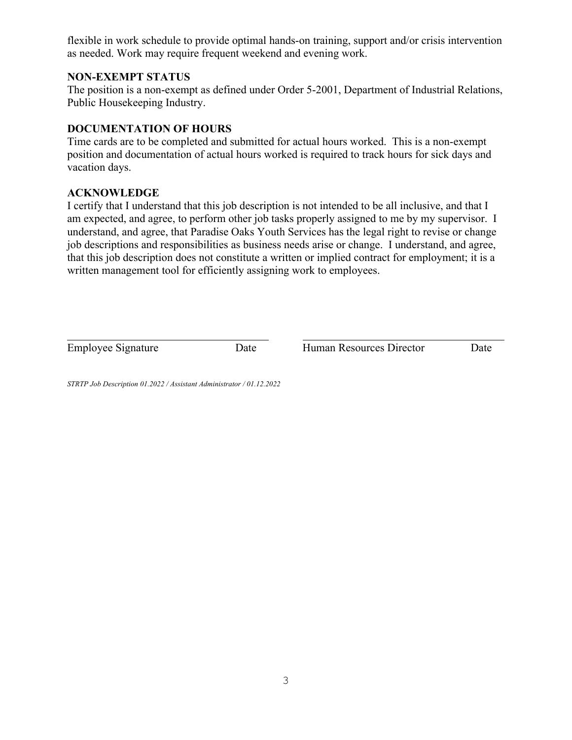flexible in work schedule to provide optimal hands-on training, support and/or crisis intervention as needed. Work may require frequent weekend and evening work.

**NON-EXEMPT STATUS**

The position is a non-exempt as defined under Order 5-2001, Department of Industrial Relations, Public Housekeeping Industry.

**DOCUMENTATION OF HOURS**

Time cards are to be completed and submitted for actual hours worked. This is a non-exempt position and documentation of actual hours worked is required to track hours for sick days and vacation days.

**ACKNOWLEDGE**

I certify that I understand that this job description is not intended to be all inclusive, and that I am expected, and agree, to perform other job tasks properly assigned to me by my supervisor. I understand, and agree, that Paradise Oaks Youth Services has the legal right to revise or change job descriptions and responsibilities as business needs arise or change. I understand, and agree, that this job description does not constitute a written or implied contract for employment; it is a written management tool for efficiently assigning work to employees.

_______________________________________ _______________________________________

Employee Signature Date Human Resources Director Date

*STRTP Job Description 01.2022 / Assistant Administrator / 01.12.2022*